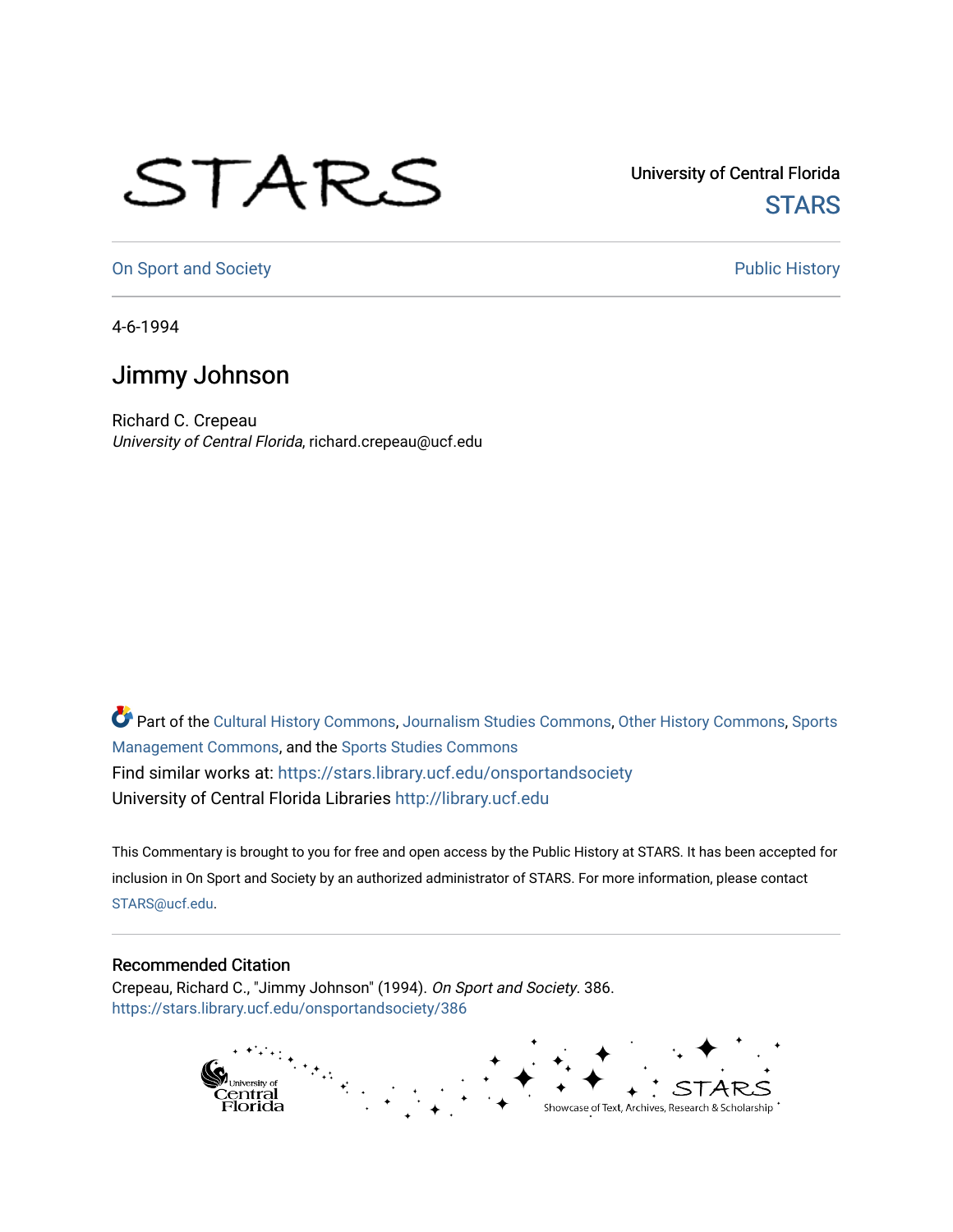STARS

University of Central Florida

STARS

On Sport and Society

Public History

4-6-1994

# Jimmy Johnson

Richard C. Crepeau

*University of Central Florida*, richard.crepeau@ucf.edu

Part of the Cultural History Commons, Journalism Studies Commons, Other History Commons, Sports Management Commons, and the Sports Studies Commons

Find similar works at: https://stars.library.ucf.edu/onsportandsociety

University of Central Florida Libraries http://library.ucf.edu

This Commentary is brought to you for free and open access by the Public History at STARS. It has been accepted for inclusion in On Sport and Society by an authorized administrator of STARS. For more information, please contact STARS@ucf.edu.

## Recommended Citation

Crepeau, Richard C., "Jimmy Johnson" (1994). *On Sport and Society*. 386.

https://stars.library.ucf.edu/onsportandsociety/386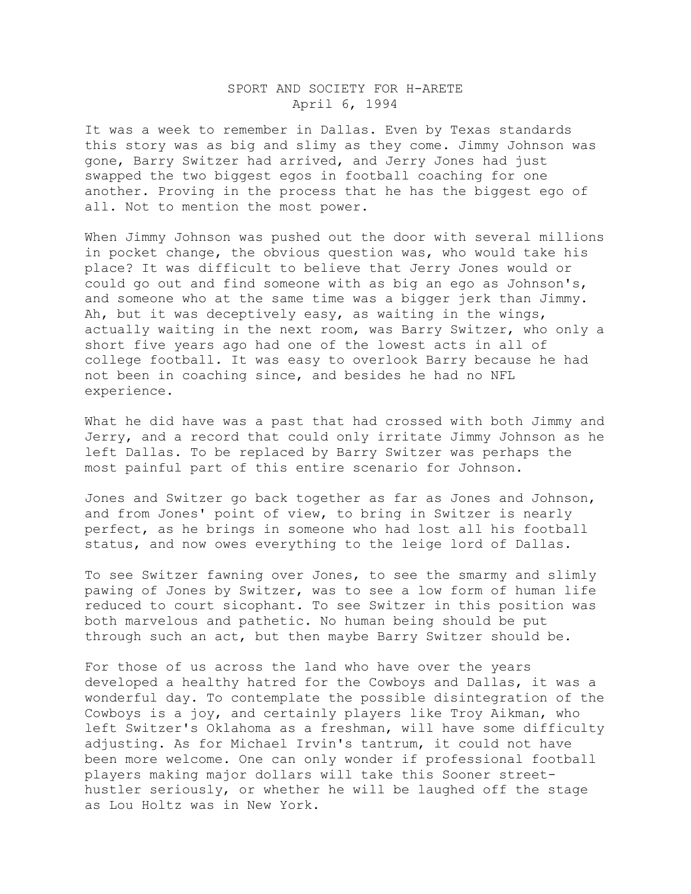SPORT AND SOCIETY FOR H-ARETE
April 6, 1994

It was a week to remember in Dallas. Even by Texas standards this story was as big and slimy as they come. Jimmy Johnson was gone, Barry Switzer had arrived, and Jerry Jones had just swapped the two biggest egos in football coaching for one another. Proving in the process that he has the biggest ego of all. Not to mention the most power.

When Jimmy Johnson was pushed out the door with several millions in pocket change, the obvious question was, who would take his place? It was difficult to believe that Jerry Jones would or could go out and find someone with as big an ego as Johnson's, and someone who at the same time was a bigger jerk than Jimmy. Ah, but it was deceptively easy, as waiting in the wings, actually waiting in the next room, was Barry Switzer, who only a short five years ago had one of the lowest acts in all of college football. It was easy to overlook Barry because he had not been in coaching since, and besides he had no NFL experience.

What he did have was a past that had crossed with both Jimmy and Jerry, and a record that could only irritate Jimmy Johnson as he left Dallas. To be replaced by Barry Switzer was perhaps the most painful part of this entire scenario for Johnson.

Jones and Switzer go back together as far as Jones and Johnson, and from Jones' point of view, to bring in Switzer is nearly perfect, as he brings in someone who had lost all his football status, and now owes everything to the leige lord of Dallas.

To see Switzer fawning over Jones, to see the smarmy and slimly pawing of Jones by Switzer, was to see a low form of human life reduced to court sicophant. To see Switzer in this position was both marvelous and pathetic. No human being should be put through such an act, but then maybe Barry Switzer should be.

For those of us across the land who have over the years developed a healthy hatred for the Cowboys and Dallas, it was a wonderful day. To contemplate the possible disintegration of the Cowboys is a joy, and certainly players like Troy Aikman, who left Switzer's Oklahoma as a freshman, will have some difficulty adjusting. As for Michael Irvin's tantrum, it could not have been more welcome. One can only wonder if professional football players making major dollars will take this Sooner street-hustler seriously, or whether he will be laughed off the stage as Lou Holtz was in New York.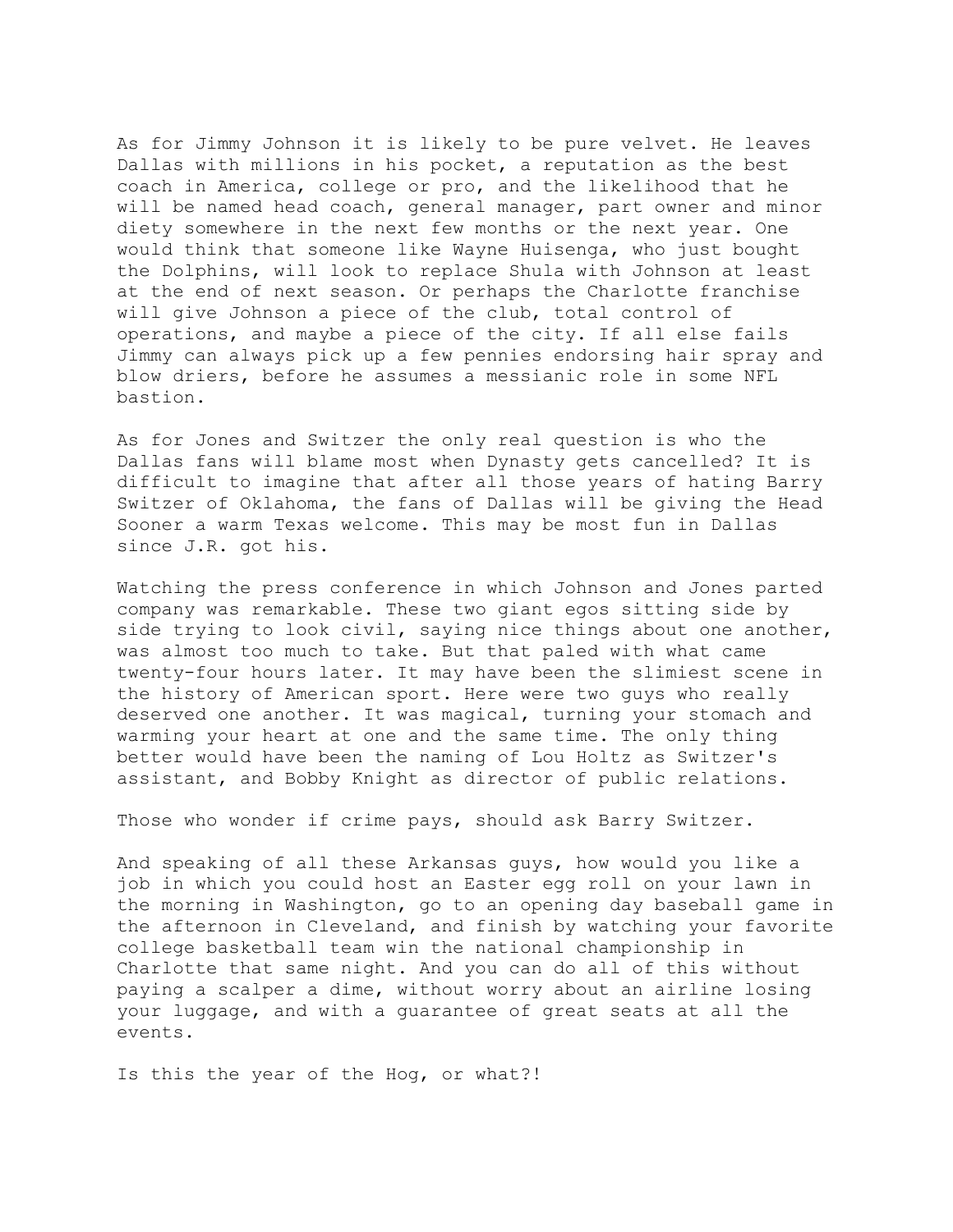As for Jimmy Johnson it is likely to be pure velvet. He leaves Dallas with millions in his pocket, a reputation as the best coach in America, college or pro, and the likelihood that he will be named head coach, general manager, part owner and minor diety somewhere in the next few months or the next year. One would think that someone like Wayne Huisenga, who just bought the Dolphins, will look to replace Shula with Johnson at least at the end of next season. Or perhaps the Charlotte franchise will give Johnson a piece of the club, total control of operations, and maybe a piece of the city. If all else fails Jimmy can always pick up a few pennies endorsing hair spray and blow driers, before he assumes a messianic role in some NFL bastion.

As for Jones and Switzer the only real question is who the Dallas fans will blame most when Dynasty gets cancelled? It is difficult to imagine that after all those years of hating Barry Switzer of Oklahoma, the fans of Dallas will be giving the Head Sooner a warm Texas welcome. This may be most fun in Dallas since J.R. got his.

Watching the press conference in which Johnson and Jones parted company was remarkable. These two giant egos sitting side by side trying to look civil, saying nice things about one another, was almost too much to take. But that paled with what came twenty-four hours later. It may have been the slimiest scene in the history of American sport. Here were two guys who really deserved one another. It was magical, turning your stomach and warming your heart at one and the same time. The only thing better would have been the naming of Lou Holtz as Switzer's assistant, and Bobby Knight as director of public relations.

Those who wonder if crime pays, should ask Barry Switzer.

And speaking of all these Arkansas guys, how would you like a job in which you could host an Easter egg roll on your lawn in the morning in Washington, go to an opening day baseball game in the afternoon in Cleveland, and finish by watching your favorite college basketball team win the national championship in Charlotte that same night. And you can do all of this without paying a scalper a dime, without worry about an airline losing your luggage, and with a guarantee of great seats at all the events.

Is this the year of the Hog, or what?!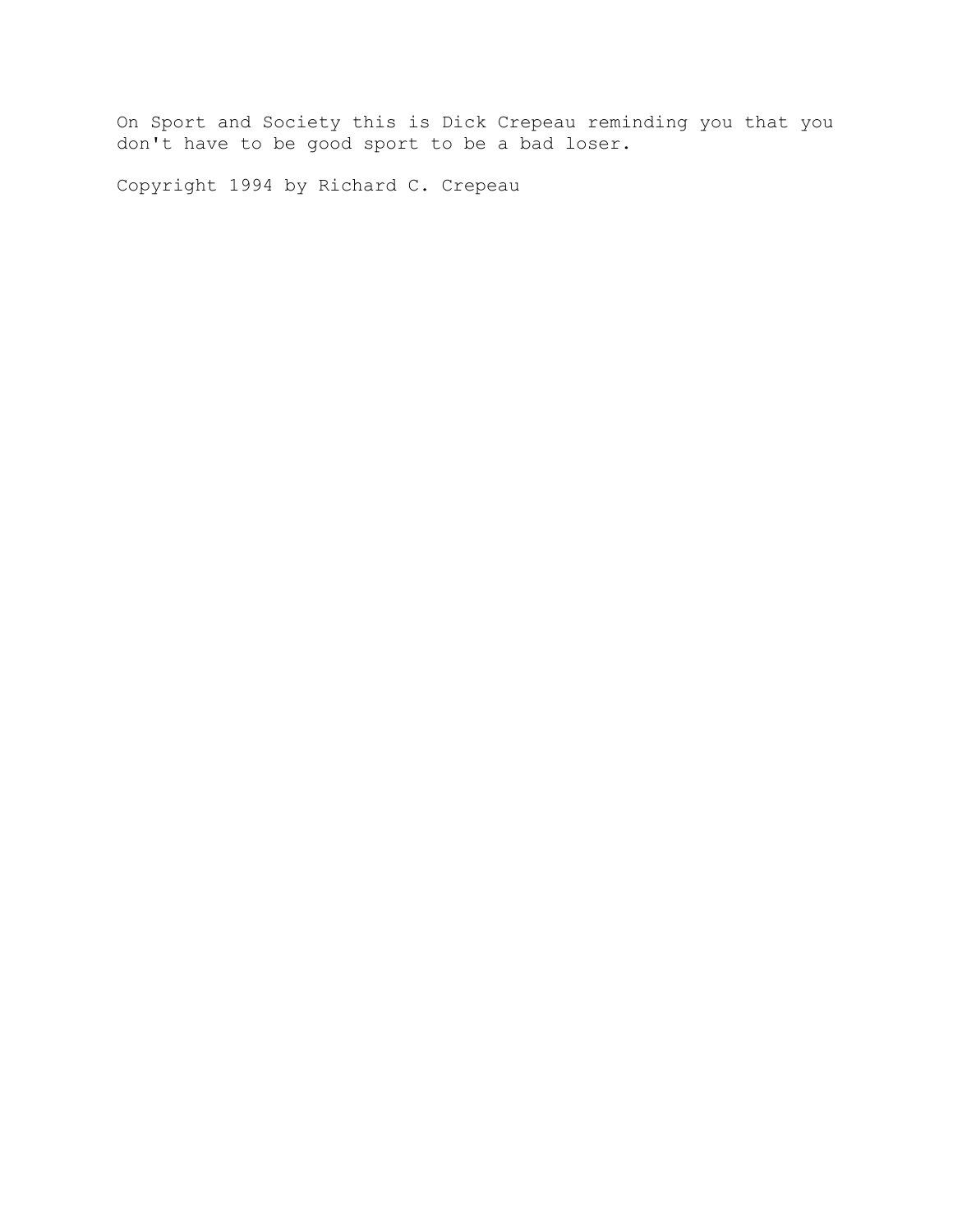On Sport and Society this is Dick Crepeau reminding you that you don't have to be good sport to be a bad loser.

Copyright 1994 by Richard C. Crepeau